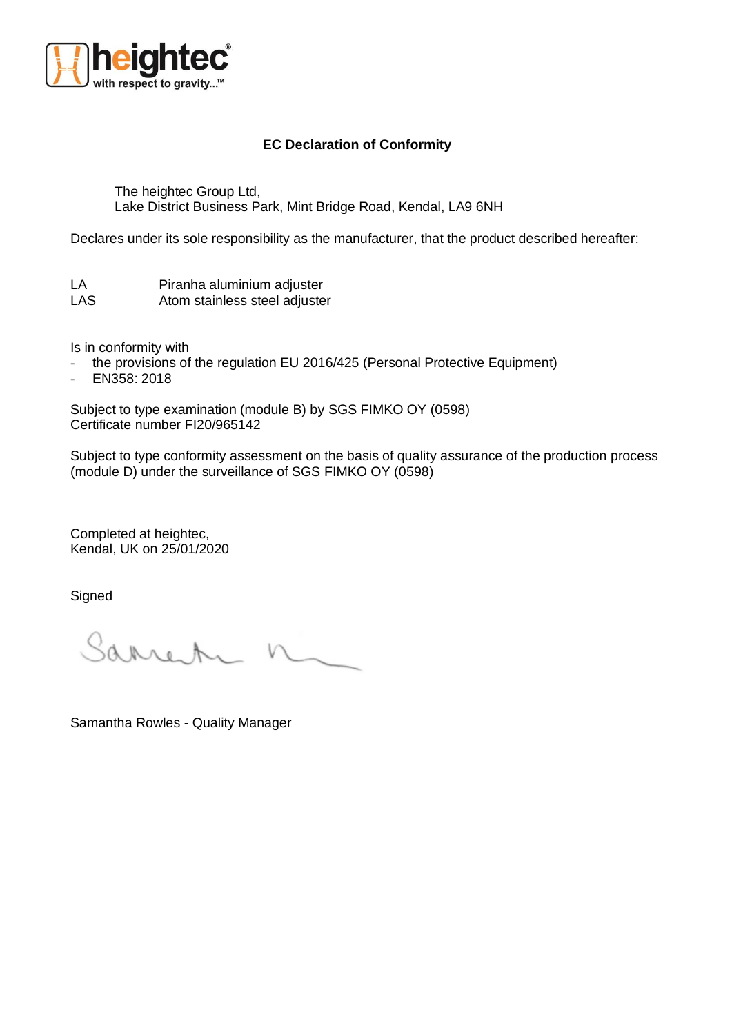# EC Declaration of Conformity

The heightec Group Ltd,
Lake District Business Park, Mint Bridge Road, Kendal, LA9 6NH

Declares under its sole responsibility as the manufacturer, that the product described hereafter:

| | |
|---|---|
| LA | Piranha aluminium adjuster |
| LAS | Atom stainless steel adjuster |

Is in conformity with

- the provisions of the regulation EU 2016/425 (Personal Protective Equipment)
- EN358: 2018

Subject to type examination (module B) by SGS FIMKO OY (0598)
Certificate number FI20/965142

Subject to type conformity assessment on the basis of quality assurance of the production process (module D) under the surveillance of SGS FIMKO OY (0598)

Completed at heightec,
Kendal, UK on 25/01/2020

Signed

Samantha Rowles - Quality Manager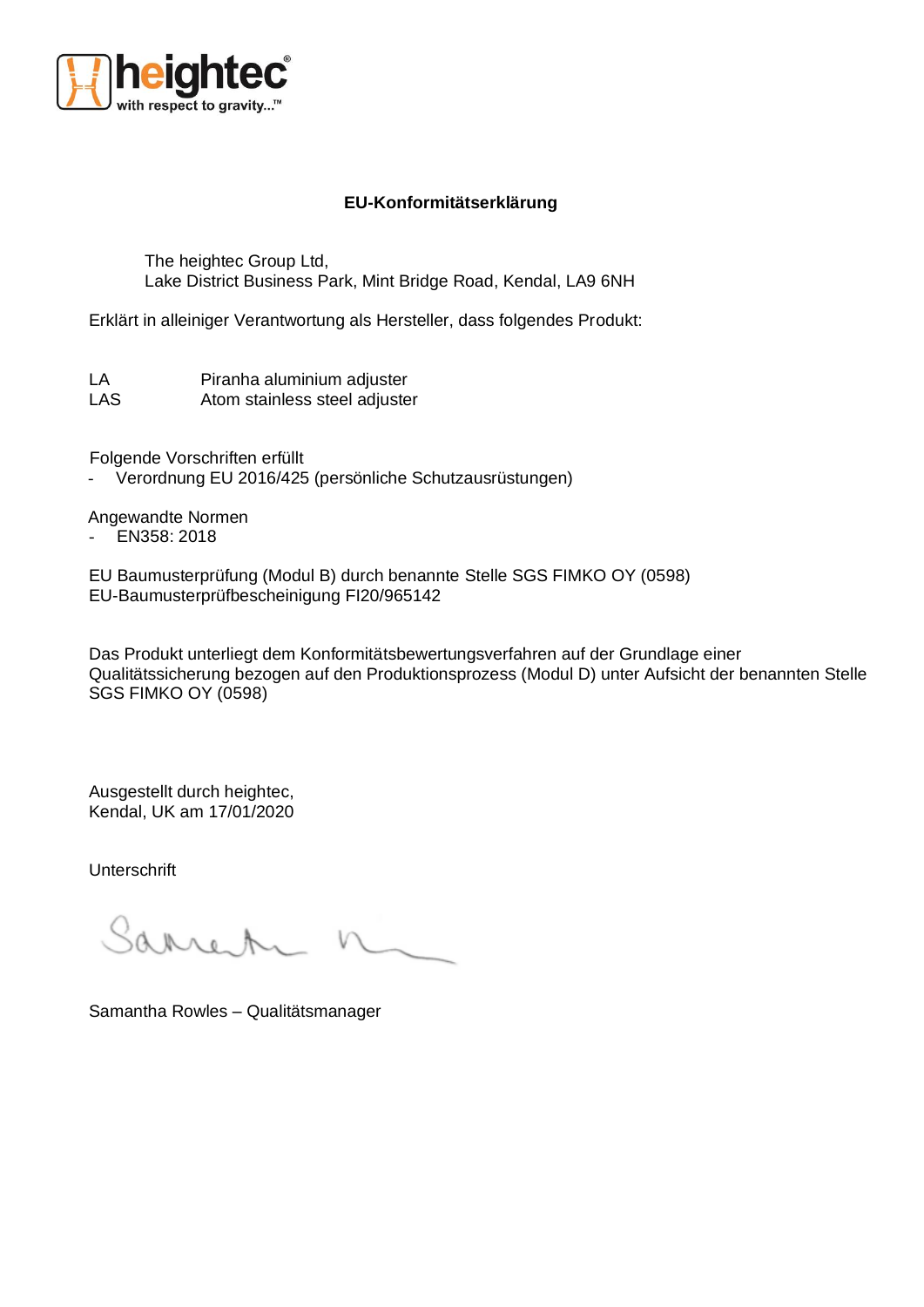heightec
with respect to gravity...™

## EU-Konformitätserklärung

The heightec Group Ltd,
Lake District Business Park, Mint Bridge Road, Kendal, LA9 6NH

Erklärt in alleiniger Verantwortung als Hersteller, dass folgendes Produkt:

| | |
|---|---|
| LA | Piranha aluminium adjuster |
| LAS | Atom stainless steel adjuster |

Folgende Vorschriften erfüllt
- Verordnung EU 2016/425 (persönliche Schutzausrüstungen)

Angewandte Normen
- EN358: 2018

EU Baumusterprüfung (Modul B) durch benannte Stelle SGS FIMKO OY (0598)
EU-Baumusterprüfbescheinigung FI20/965142

Das Produkt unterliegt dem Konformitätsbewertungsverfahren auf der Grundlage einer Qualitätssicherung bezogen auf den Produktionsprozess (Modul D) unter Aufsicht der benannten Stelle SGS FIMKO OY (0598)

Ausgestellt durch heightec,
Kendal, UK am 17/01/2020

Unterschrift

Samantha Rowles – Qualitätsmanager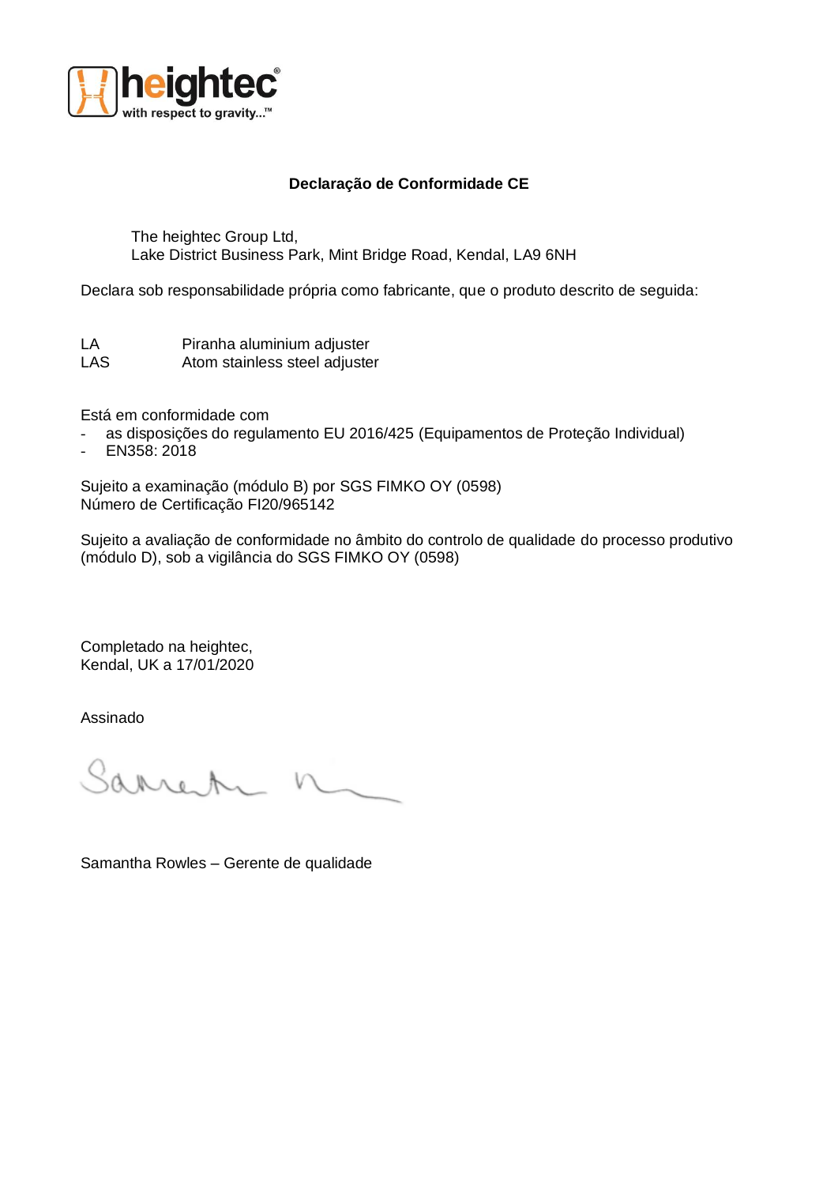heightec
with respect to gravity...™

**Declaração de Conformidade CE**

The heightec Group Ltd,
Lake District Business Park, Mint Bridge Road, Kendal, LA9 6NH

Declara sob responsabilidade própria como fabricante, que o produto descrito de seguida:

| | |
|---|---|
| LA | Piranha aluminium adjuster |
| LAS | Atom stainless steel adjuster |

Está em conformidade com
- as disposições do regulamento EU 2016/425 (Equipamentos de Proteção Individual)
- EN358: 2018

Sujeito a examinação (módulo B) por SGS FIMKO OY (0598)
Número de Certificação FI20/965142

Sujeito a avaliação de conformidade no âmbito do controlo de qualidade do processo produtivo (módulo D), sob a vigilância do SGS FIMKO OY (0598)

Completado na heightec,
Kendal, UK a 17/01/2020

Assinado

Samantha Rowles – Gerente de qualidade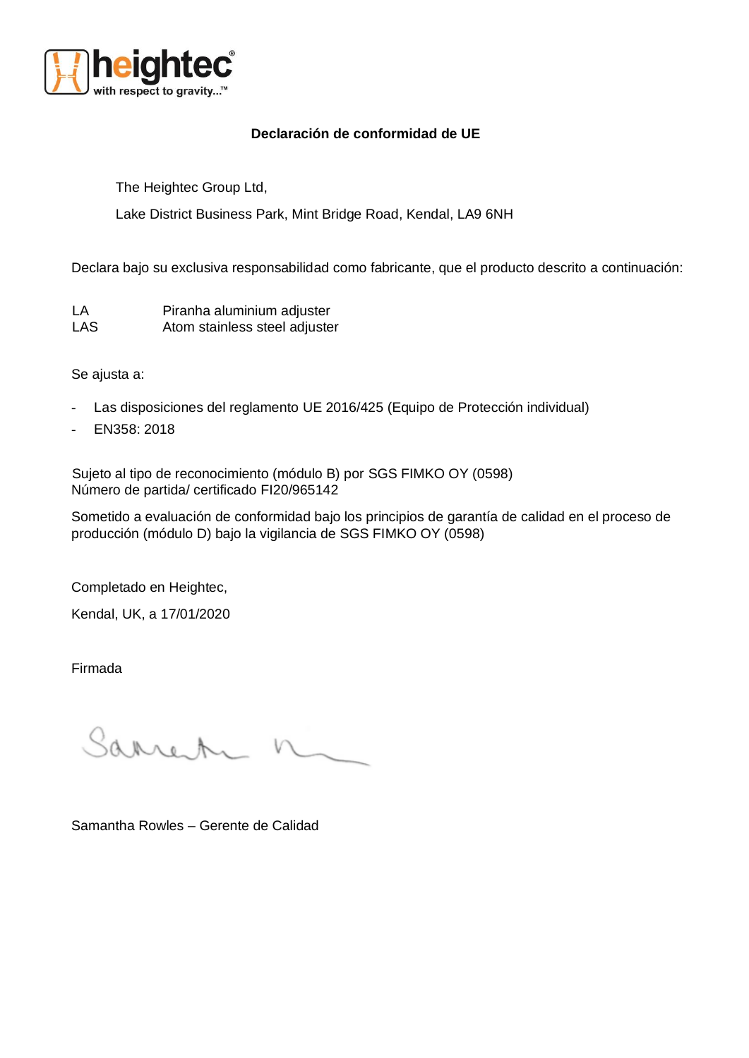## Declaración de conformidad de UE

The Heightec Group Ltd,

Lake District Business Park, Mint Bridge Road, Kendal, LA9 6NH

Declara bajo su exclusiva responsabilidad como fabricante, que el producto descrito a continuación:

| | |
|---|---|
| LA | Piranha aluminium adjuster |
| LAS | Atom stainless steel adjuster |

Se ajusta a:

- Las disposiciones del reglamento UE 2016/425 (Equipo de Protección individual)
- EN358: 2018

Sujeto al tipo de reconocimiento (módulo B) por SGS FIMKO OY (0598)
Número de partida/ certificado FI20/965142

Sometido a evaluación de conformidad bajo los principios de garantía de calidad en el proceso de producción (módulo D) bajo la vigilancia de SGS FIMKO OY (0598)

Completado en Heightec,

Kendal, UK, a 17/01/2020

Firmada

Samantha Rowles – Gerente de Calidad